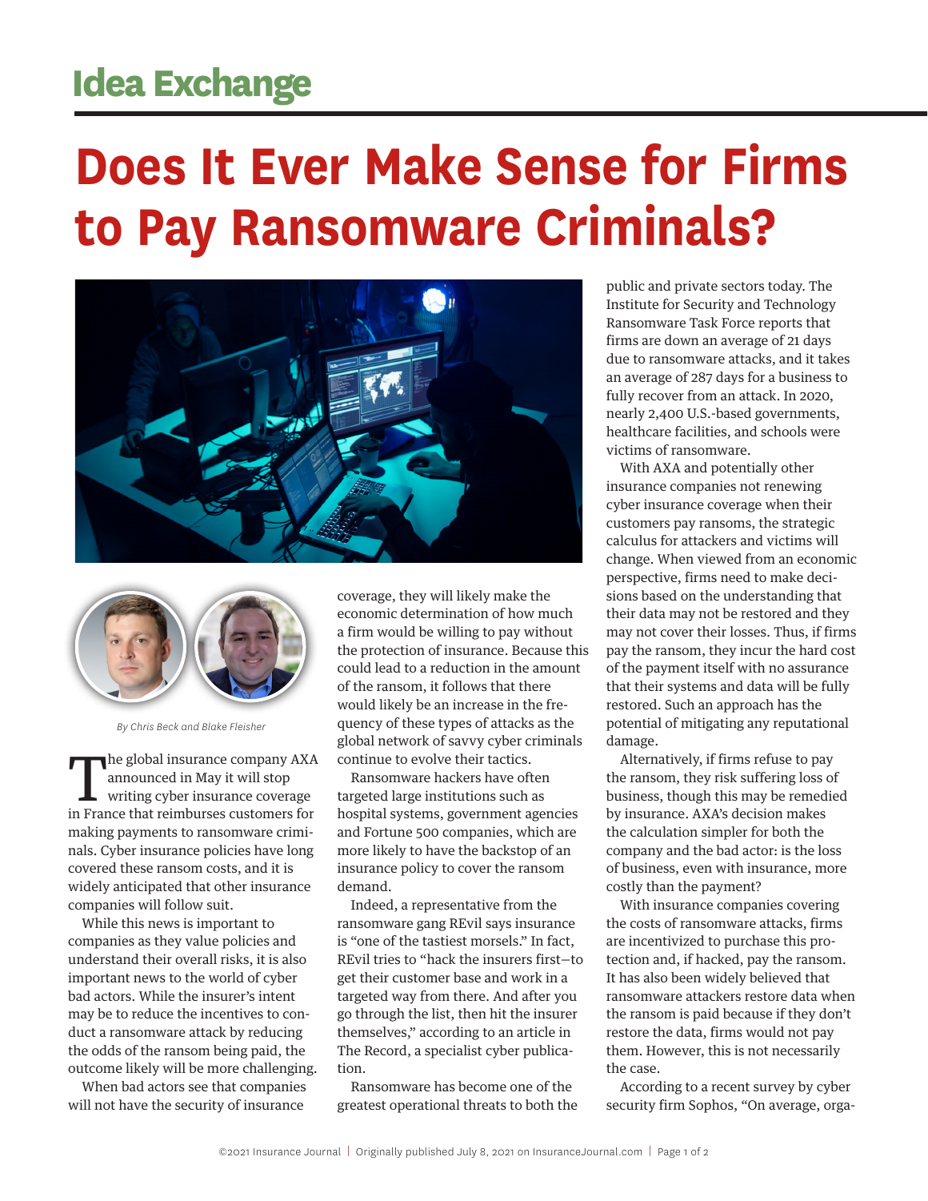## Idea Exchange

# Does It Ever Make Sense for Firms to Pay Ransomware Criminals?

*By Chris Beck and Blake Fleisher*

The global insurance company AXA announced in May it will stop writing cyber insurance coverage in France that reimburses customers for making payments to ransomware criminals. Cyber insurance policies have long covered these ransom costs, and it is widely anticipated that other insurance companies will follow suit.

While this news is important to companies as they value policies and understand their overall risks, it is also important news to the world of cyber bad actors. While the insurer's intent may be to reduce the incentives to conduct a ransomware attack by reducing the odds of the ransom being paid, the outcome likely will be more challenging.

When bad actors see that companies will not have the security of insurance coverage, they will likely make the economic determination of how much a firm would be willing to pay without the protection of insurance. Because this could lead to a reduction in the amount of the ransom, it follows that there would likely be an increase in the frequency of these types of attacks as the global network of savvy cyber criminals continue to evolve their tactics.

Ransomware hackers have often targeted large institutions such as hospital systems, government agencies and Fortune 500 companies, which are more likely to have the backstop of an insurance policy to cover the ransom demand.

Indeed, a representative from the ransomware gang REvil says insurance is "one of the tastiest morsels." In fact, REvil tries to "hack the insurers first—to get their customer base and work in a targeted way from there. And after you go through the list, then hit the insurer themselves," according to an article in The Record, a specialist cyber publication.

Ransomware has become one of the greatest operational threats to both the public and private sectors today. The Institute for Security and Technology Ransomware Task Force reports that firms are down an average of 21 days due to ransomware attacks, and it takes an average of 287 days for a business to fully recover from an attack. In 2020, nearly 2,400 U.S.-based governments, healthcare facilities, and schools were victims of ransomware.

With AXA and potentially other insurance companies not renewing cyber insurance coverage when their customers pay ransoms, the strategic calculus for attackers and victims will change. When viewed from an economic perspective, firms need to make decisions based on the understanding that their data may not be restored and they may not cover their losses. Thus, if firms pay the ransom, they incur the hard cost of the payment itself with no assurance that their systems and data will be fully restored. Such an approach has the potential of mitigating any reputational damage.

Alternatively, if firms refuse to pay the ransom, they risk suffering loss of business, though this may be remedied by insurance. AXA's decision makes the calculation simpler for both the company and the bad actor: is the loss of business, even with insurance, more costly than the payment?

With insurance companies covering the costs of ransomware attacks, firms are incentivized to purchase this protection and, if hacked, pay the ransom. It has also been widely believed that ransomware attackers restore data when the ransom is paid because if they don't restore the data, firms would not pay them. However, this is not necessarily the case.

According to a recent survey by cyber security firm Sophos, "On average, orga-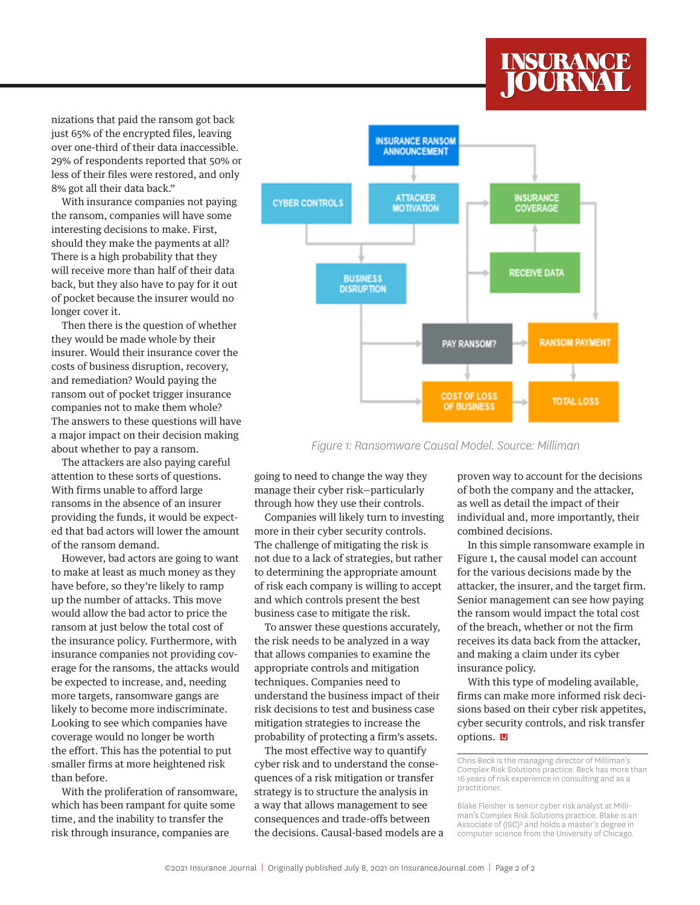nizations that paid the ransom got back just 65% of the encrypted files, leaving over one-third of their data inaccessible. 29% of respondents reported that 50% or less of their files were restored, and only 8% got all their data back."

With insurance companies not paying the ransom, companies will have some interesting decisions to make. First, should they make the payments at all? There is a high probability that they will receive more than half of their data back, but they also have to pay for it out of pocket because the insurer would no longer cover it.

Then there is the question of whether they would be made whole by their insurer. Would their insurance cover the costs of business disruption, recovery, and remediation? Would paying the ransom out of pocket trigger insurance companies not to make them whole? The answers to these questions will have a major impact on their decision making about whether to pay a ransom.

The attackers are also paying careful attention to these sorts of questions. With firms unable to afford large ransoms in the absence of an insurer providing the funds, it would be expected that bad actors will lower the amount of the ransom demand.

However, bad actors are going to want to make at least as much money as they have before, so they're likely to ramp up the number of attacks. This move would allow the bad actor to price the ransom at just below the total cost of the insurance policy. Furthermore, with insurance companies not providing coverage for the ransoms, the attacks would be expected to increase, and, needing more targets, ransomware gangs are likely to become more indiscriminate. Looking to see which companies have coverage would no longer be worth the effort. This has the potential to put smaller firms at more heightened risk than before.

With the proliferation of ransomware, which has been rampant for quite some time, and the inability to transfer the risk through insurance, companies are going to need to change the way they manage their cyber risk—particularly through how they use their controls.

Companies will likely turn to investing more in their cyber security controls. The challenge of mitigating the risk is not due to a lack of strategies, but rather to determining the appropriate amount of risk each company is willing to accept and which controls present the best business case to mitigate the risk.

To answer these questions accurately, the risk needs to be analyzed in a way that allows companies to examine the appropriate controls and mitigation techniques. Companies need to understand the business impact of their risk decisions to test and business case mitigation strategies to increase the probability of protecting a firm's assets.

The most effective way to quantify cyber risk and to understand the consequences of a risk mitigation or transfer strategy is to structure the analysis in a way that allows management to see consequences and trade-offs between the decisions. Causal-based models are a proven way to account for the decisions of both the company and the attacker, as well as detail the impact of their individual and, more importantly, their combined decisions.

INSURANCE RANSOM ANNOUNCEMENT

CYBER CONTROLS

ATTACKER MOTIVATION

INSURANCE COVERAGE

BUSINESS DISRUPTION

RECEIVE DATA

PAY RANSOM?

RANSOM PAYMENT

COST OF LOSS OF BUSINESS

TOTAL LOSS

*Figure 1: Ransomware Causal Model. Source: Milliman*

In this simple ransomware example in Figure 1, the causal model can account for the various decisions made by the attacker, the insurer, and the target firm. Senior management can see how paying the ransom would impact the total cost of the breach, whether or not the firm receives its data back from the attacker, and making a claim under its cyber insurance policy.

With this type of modeling available, firms can make more informed risk decisions based on their cyber risk appetites, cyber security controls, and risk transfer options.

---

Chris Beck is the managing director of Milliman's Complex Risk Solutions practice. Beck has more than 16 years of risk experience in consulting and as a practitioner.

Blake Fleisher is senior cyber risk analyst at Milliman's Complex Risk Solutions practice. Blake is an Associate of (ISC)² and holds a master's degree in computer science from the University of Chicago.